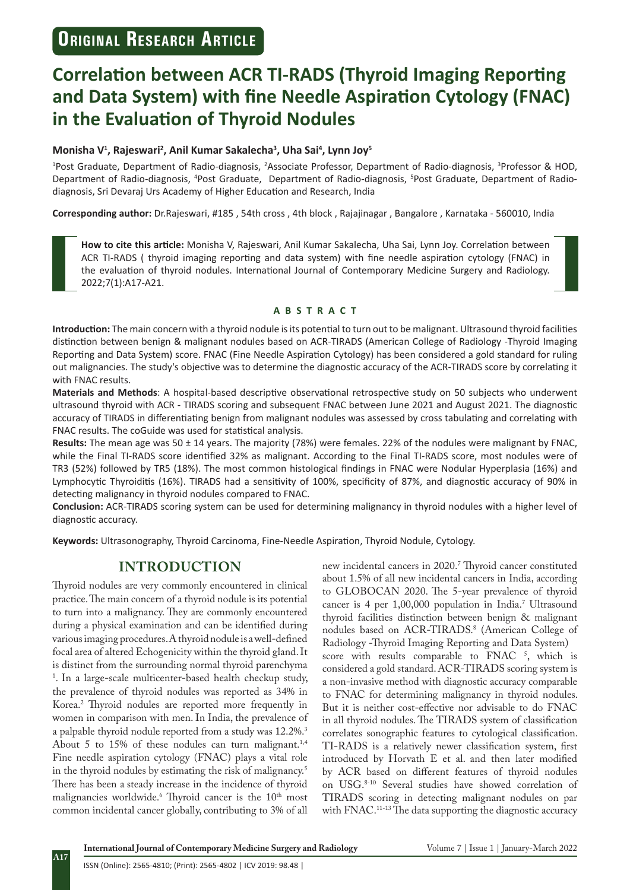# Original Research Article

# Correlation between ACR TI-RADS (Thyroid Imaging Reporting and Data System) with fine Needle Aspiration Cytology (FNAC) in the Evaluation of Thyroid Nodules

**Monisha V[1], Rajeswari[2], Anil Kumar Sakalecha[3], Uha Sai[4], Lynn Joy[5]**

[1]Post Graduate, Department of Radio-diagnosis, [2]Associate Professor, Department of Radio-diagnosis, [3]Professor & HOD, Department of Radio-diagnosis, [4]Post Graduate, Department of Radio-diagnosis, [5]Post Graduate, Department of Radio-diagnosis, Sri Devaraj Urs Academy of Higher Education and Research, India

**Corresponding author:** Dr.Rajeswari, #185 , 54th cross , 4th block , Rajajinagar , Bangalore , Karnataka - 560010, India

**How to cite this article:** Monisha V, Rajeswari, Anil Kumar Sakalecha, Uha Sai, Lynn Joy. Correlation between ACR TI-RADS ( thyroid imaging reporting and data system) with fine needle aspiration cytology (FNAC) in the evaluation of thyroid nodules. International Journal of Contemporary Medicine Surgery and Radiology. 2022;7(1):A17-A21.

## ABSTRACT

**Introduction:** The main concern with a thyroid nodule is its potential to turn out to be malignant. Ultrasound thyroid facilities distinction between benign & malignant nodules based on ACR-TIRADS (American College of Radiology -Thyroid Imaging Reporting and Data System) score. FNAC (Fine Needle Aspiration Cytology) has been considered a gold standard for ruling out malignancies. The study's objective was to determine the diagnostic accuracy of the ACR-TIRADS score by correlating it with FNAC results.

**Materials and Methods**: A hospital-based descriptive observational retrospective study on 50 subjects who underwent ultrasound thyroid with ACR - TIRADS scoring and subsequent FNAC between June 2021 and August 2021. The diagnostic accuracy of TIRADS in differentiating benign from malignant nodules was assessed by cross tabulating and correlating with FNAC results. The coGuide was used for statistical analysis.

**Results:** The mean age was 50 ± 14 years. The majority (78%) were females. 22% of the nodules were malignant by FNAC, while the Final TI-RADS score identified 32% as malignant. According to the Final TI-RADS score, most nodules were of TR3 (52%) followed by TR5 (18%). The most common histological findings in FNAC were Nodular Hyperplasia (16%) and Lymphocytic Thyroiditis (16%). TIRADS had a sensitivity of 100%, specificity of 87%, and diagnostic accuracy of 90% in detecting malignancy in thyroid nodules compared to FNAC.

**Conclusion:** ACR-TIRADS scoring system can be used for determining malignancy in thyroid nodules with a higher level of diagnostic accuracy.

**Keywords:** Ultrasonography, Thyroid Carcinoma, Fine-Needle Aspiration, Thyroid Nodule, Cytology.

## INTRODUCTION

Thyroid nodules are very commonly encountered in clinical practice. The main concern of a thyroid nodule is its potential to turn into a malignancy. They are commonly encountered during a physical examination and can be identified during various imaging procedures. A thyroid nodule is a well-defined focal area of altered Echogenicity within the thyroid gland. It is distinct from the surrounding normal thyroid parenchyma [1]. In a large-scale multicenter-based health checkup study, the prevalence of thyroid nodules was reported as 34% in Korea.[2] Thyroid nodules are reported more frequently in women in comparison with men. In India, the prevalence of a palpable thyroid nodule reported from a study was 12.2%.[3] About 5 to 15% of these nodules can turn malignant.[1,4] Fine needle aspiration cytology (FNAC) plays a vital role in the thyroid nodules by estimating the risk of malignancy.[5] There has been a steady increase in the incidence of thyroid malignancies worldwide.[6] Thyroid cancer is the 10th most common incidental cancer globally, contributing to 3% of all new incidental cancers in 2020.[7] Thyroid cancer constituted about 1.5% of all new incidental cancers in India, according to GLOBOCAN 2020. The 5-year prevalence of thyroid cancer is 4 per 1,00,000 population in India.[7] Ultrasound thyroid facilities distinction between benign & malignant nodules based on ACR-TIRADS.[8] (American College of Radiology -Thyroid Imaging Reporting and Data System) score with results comparable to FNAC [5], which is considered a gold standard. ACR-TIRADS scoring system is a non-invasive method with diagnostic accuracy comparable to FNAC for determining malignancy in thyroid nodules. But it is neither cost-effective nor advisable to do FNAC in all thyroid nodules. The TIRADS system of classification correlates sonographic features to cytological classification. TI-RADS is a relatively newer classification system, first introduced by Horvath E et al. and then later modified by ACR based on different features of thyroid nodules on USG.[8-10] Several studies have showed correlation of TIRADS scoring in detecting malignant nodules on par with FNAC.[11-13] The data supporting the diagnostic accuracy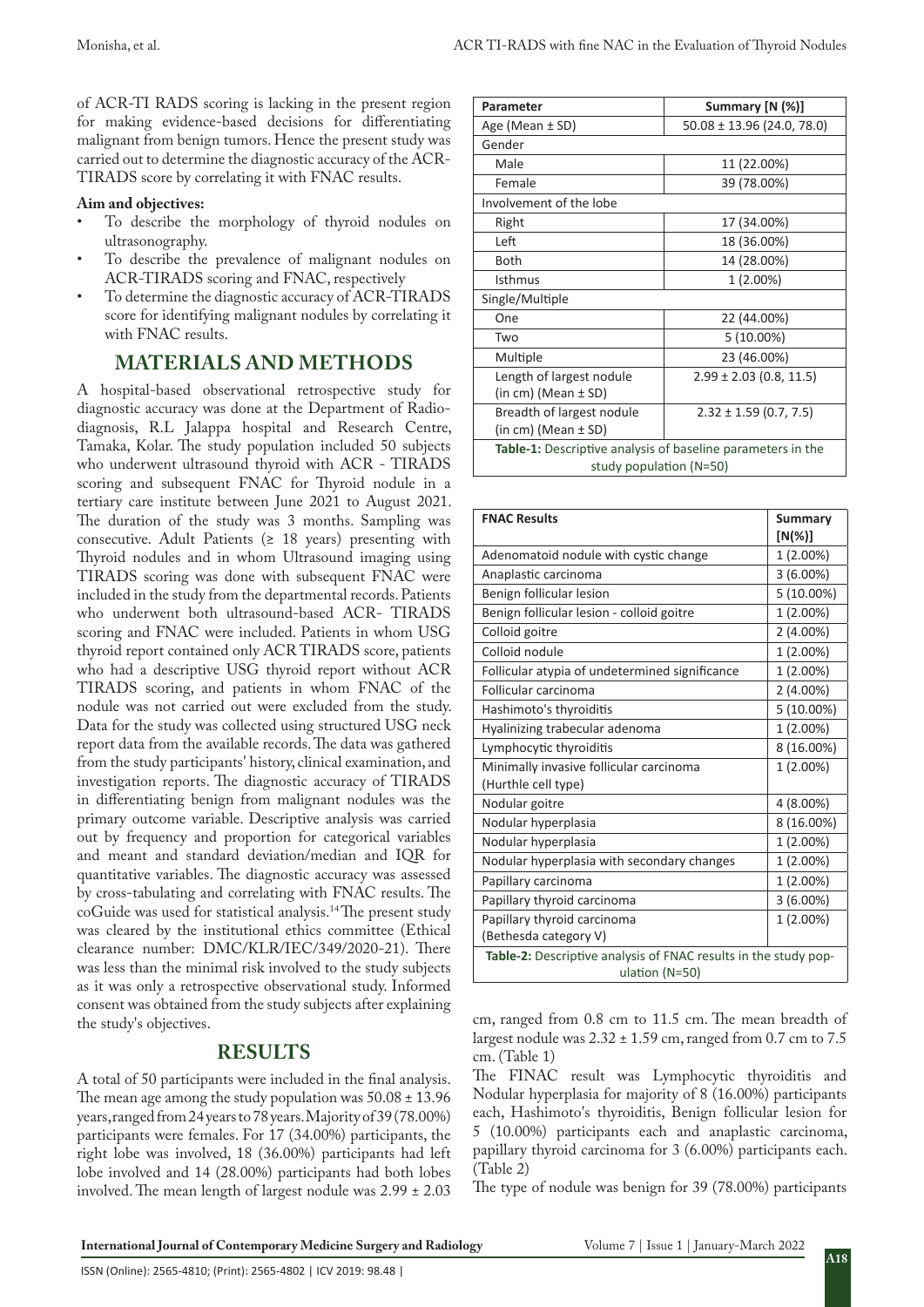of ACR-TI RADS scoring is lacking in the present region for making evidence-based decisions for differentiating malignant from benign tumors. Hence the present study was carried out to determine the diagnostic accuracy of the ACR-TIRADS score by correlating it with FNAC results.

**Aim and objectives:**

- To describe the morphology of thyroid nodules on ultrasonography.
- To describe the prevalence of malignant nodules on ACR-TIRADS scoring and FNAC, respectively
- To determine the diagnostic accuracy of ACR-TIRADS score for identifying malignant nodules by correlating it with FNAC results.

## MATERIALS AND METHODS

A hospital-based observational retrospective study for diagnostic accuracy was done at the Department of Radio-diagnosis, R.L Jalappa hospital and Research Centre, Tamaka, Kolar. The study population included 50 subjects who underwent ultrasound thyroid with ACR - TIRADS scoring and subsequent FNAC for Thyroid nodule in a tertiary care institute between June 2021 to August 2021. The duration of the study was 3 months. Sampling was consecutive. Adult Patients (≥ 18 years) presenting with Thyroid nodules and in whom Ultrasound imaging using TIRADS scoring was done with subsequent FNAC were included in the study from the departmental records. Patients who underwent both ultrasound-based ACR- TIRADS scoring and FNAC were included. Patients in whom USG thyroid report contained only ACR TIRADS score, patients who had a descriptive USG thyroid report without ACR TIRADS scoring, and patients in whom FNAC of the nodule was not carried out were excluded from the study. Data for the study was collected using structured USG neck report data from the available records. The data was gathered from the study participants' history, clinical examination, and investigation reports. The diagnostic accuracy of TIRADS in differentiating benign from malignant nodules was the primary outcome variable. Descriptive analysis was carried out by frequency and proportion for categorical variables and meant and standard deviation/median and IQR for quantitative variables. The diagnostic accuracy was assessed by cross-tabulating and correlating with FNAC results. The coGuide was used for statistical analysis.[14] The present study was cleared by the institutional ethics committee (Ethical clearance number: DMC/KLR/IEC/349/2020-21). There was less than the minimal risk involved to the study subjects as it was only a retrospective observational study. Informed consent was obtained from the study subjects after explaining the study's objectives.

## RESULTS

A total of 50 participants were included in the final analysis. The mean age among the study population was 50.08 ± 13.96 years, ranged from 24 years to 78 years. Majority of 39 (78.00%) participants were females. For 17 (34.00%) participants, the right lobe was involved, 18 (36.00%) participants had left lobe involved and 14 (28.00%) participants had both lobes involved. The mean length of largest nodule was 2.99 ± 2.03 cm, ranged from 0.8 cm to 11.5 cm. The mean breadth of largest nodule was 2.32 ± 1.59 cm, ranged from 0.7 cm to 7.5 cm. (Table 1)

| Parameter | Summary [N (%)] |
|---|---|
| Age (Mean ± SD) | 50.08 ± 13.96 (24.0, 78.0) |
| Gender | |
| Male | 11 (22.00%) |
| Female | 39 (78.00%) |
| Involvement of the lobe | |
| Right | 17 (34.00%) |
| Left | 18 (36.00%) |
| Both | 14 (28.00%) |
| Isthmus | 1 (2.00%) |
| Single/Multiple | |
| One | 22 (44.00%) |
| Two | 5 (10.00%) |
| Multiple | 23 (46.00%) |
| Length of largest nodule (in cm) (Mean ± SD) | 2.99 ± 2.03 (0.8, 11.5) |
| Breadth of largest nodule (in cm) (Mean ± SD) | 2.32 ± 1.59 (0.7, 7.5) |

**Table-1:** Descriptive analysis of baseline parameters in the study population (N=50)

| FNAC Results | Summary [N(%)] |
|---|---|
| Adenomatoid nodule with cystic change | 1 (2.00%) |
| Anaplastic carcinoma | 3 (6.00%) |
| Benign follicular lesion | 5 (10.00%) |
| Benign follicular lesion - colloid goitre | 1 (2.00%) |
| Colloid goitre | 2 (4.00%) |
| Colloid nodule | 1 (2.00%) |
| Follicular atypia of undetermined significance | 1 (2.00%) |
| Follicular carcinoma | 2 (4.00%) |
| Hashimoto's thyroiditis | 5 (10.00%) |
| Hyalinizing trabecular adenoma | 1 (2.00%) |
| Lymphocytic thyroiditis | 8 (16.00%) |
| Minimally invasive follicular carcinoma (Hurthle cell type) | 1 (2.00%) |
| Nodular goitre | 4 (8.00%) |
| Nodular hyperplasia | 8 (16.00%) |
| Nodular hyperplasia | 1 (2.00%) |
| Nodular hyperplasia with secondary changes | 1 (2.00%) |
| Papillary carcinoma | 1 (2.00%) |
| Papillary thyroid carcinoma | 3 (6.00%) |
| Papillary thyroid carcinoma (Bethesda category V) | 1 (2.00%) |

**Table-2:** Descriptive analysis of FNAC results in the study population (N=50)

The FINAC result was Lymphocytic thyroiditis and Nodular hyperplasia for majority of 8 (16.00%) participants each, Hashimoto's thyroiditis, Benign follicular lesion for 5 (10.00%) participants each and anaplastic carcinoma, papillary thyroid carcinoma for 3 (6.00%) participants each. (Table 2)

The type of nodule was benign for 39 (78.00%) participants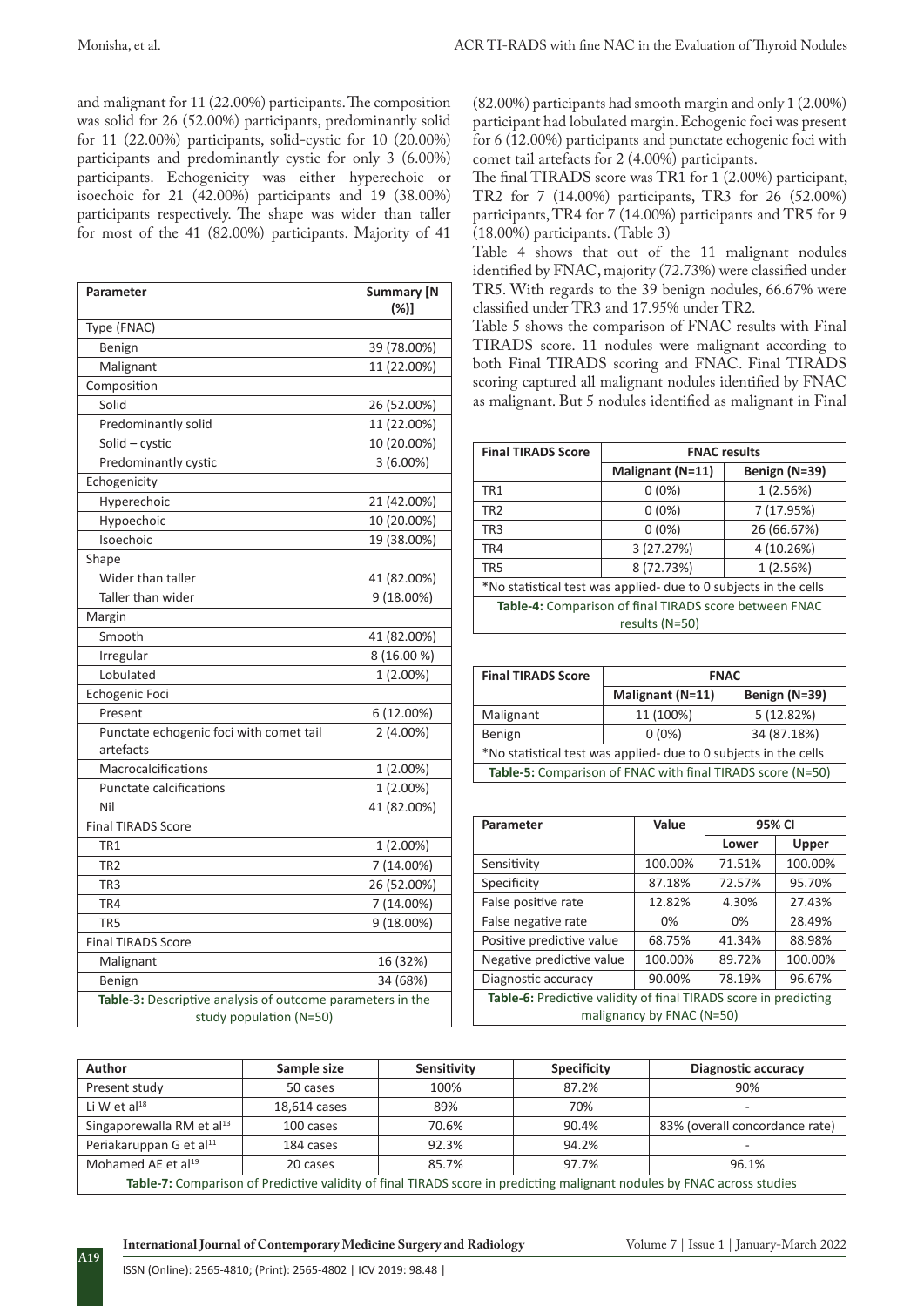and malignant for 11 (22.00%) participants. The composition was solid for 26 (52.00%) participants, predominantly solid for 11 (22.00%) participants, solid-cystic for 10 (20.00%) participants and predominantly cystic for only 3 (6.00%) participants. Echogenicity was either hyperechoic or isoechoic for 21 (42.00%) participants and 19 (38.00%) participants respectively. The shape was wider than taller for most of the 41 (82.00%) participants. Majority of 41 (82.00%) participants had smooth margin and only 1 (2.00%) participant had lobulated margin. Echogenic foci was present for 6 (12.00%) participants and punctate echogenic foci with comet tail artefacts for 2 (4.00%) participants.

The final TIRADS score was TR1 for 1 (2.00%) participant, TR2 for 7 (14.00%) participants, TR3 for 26 (52.00%) participants, TR4 for 7 (14.00%) participants and TR5 for 9 (18.00%) participants. (Table 3)

Table 4 shows that out of the 11 malignant nodules identified by FNAC, majority (72.73%) were classified under TR5. With regards to the 39 benign nodules, 66.67% were classified under TR3 and 17.95% under TR2.

Table 5 shows the comparison of FNAC results with Final TIRADS score. 11 nodules were malignant according to both Final TIRADS scoring and FNAC. Final TIRADS scoring captured all malignant nodules identified by FNAC as malignant. But 5 nodules identified as malignant in Final

| Parameter | Summary [N (%)] |
|---|---|
| Type (FNAC) | |
| Benign | 39 (78.00%) |
| Malignant | 11 (22.00%) |
| Composition | |
| Solid | 26 (52.00%) |
| Predominantly solid | 11 (22.00%) |
| Solid – cystic | 10 (20.00%) |
| Predominantly cystic | 3 (6.00%) |
| Echogenicity | |
| Hyperechoic | 21 (42.00%) |
| Hypoechoic | 10 (20.00%) |
| Isoechoic | 19 (38.00%) |
| Shape | |
| Wider than taller | 41 (82.00%) |
| Taller than wider | 9 (18.00%) |
| Margin | |
| Smooth | 41 (82.00%) |
| Irregular | 8 (16.00 %) |
| Lobulated | 1 (2.00%) |
| Echogenic Foci | |
| Present | 6 (12.00%) |
| Punctate echogenic foci with comet tail artefacts | 2 (4.00%) |
| Macrocalcifications | 1 (2.00%) |
| Punctate calcifications | 1 (2.00%) |
| Nil | 41 (82.00%) |
| Final TIRADS Score | |
| TR1 | 1 (2.00%) |
| TR2 | 7 (14.00%) |
| TR3 | 26 (52.00%) |
| TR4 | 7 (14.00%) |
| TR5 | 9 (18.00%) |
| Final TIRADS Score | |
| Malignant | 16 (32%) |
| Benign | 34 (68%) |

Table-3: Descriptive analysis of outcome parameters in the study population (N=50)

| Final TIRADS Score | FNAC results | |
|---|---|---|
| | Malignant (N=11) | Benign (N=39) |
| TR1 | 0 (0%) | 1 (2.56%) |
| TR2 | 0 (0%) | 7 (17.95%) |
| TR3 | 0 (0%) | 26 (66.67%) |
| TR4 | 3 (27.27%) | 4 (10.26%) |
| TR5 | 8 (72.73%) | 1 (2.56%) |

*No statistical test was applied- due to 0 subjects in the cells

Table-4: Comparison of final TIRADS score between FNAC results (N=50)

| Final TIRADS Score | FNAC | |
|---|---|---|
| | Malignant (N=11) | Benign (N=39) |
| Malignant | 11 (100%) | 5 (12.82%) |
| Benign | 0 (0%) | 34 (87.18%) |

*No statistical test was applied- due to 0 subjects in the cells

Table-5: Comparison of FNAC with final TIRADS score (N=50)

| Parameter | Value | 95% CI | |
|---|---|---|---|
| | | Lower | Upper |
| Sensitivity | 100.00% | 71.51% | 100.00% |
| Specificity | 87.18% | 72.57% | 95.70% |
| False positive rate | 12.82% | 4.30% | 27.43% |
| False negative rate | 0% | 0% | 28.49% |
| Positive predictive value | 68.75% | 41.34% | 88.98% |
| Negative predictive value | 100.00% | 89.72% | 100.00% |
| Diagnostic accuracy | 90.00% | 78.19% | 96.67% |

Table-6: Predictive validity of final TIRADS score in predicting malignancy by FNAC (N=50)

| Author | Sample size | Sensitivity | Specificity | Diagnostic accuracy |
|---|---|---|---|---|
| Present study | 50 cases | 100% | 87.2% | 90% |
| Li W et al[18] | 18,614 cases | 89% | 70% | - |
| Singaporewalla RM et al[13] | 100 cases | 70.6% | 90.4% | 83% (overall concordance rate) |
| Periakaruppan G et al[11] | 184 cases | 92.3% | 94.2% | - |
| Mohamed AE et al[19] | 20 cases | 85.7% | 97.7% | 96.1% |

Table-7: Comparison of Predictive validity of final TIRADS score in predicting malignant nodules by FNAC across studies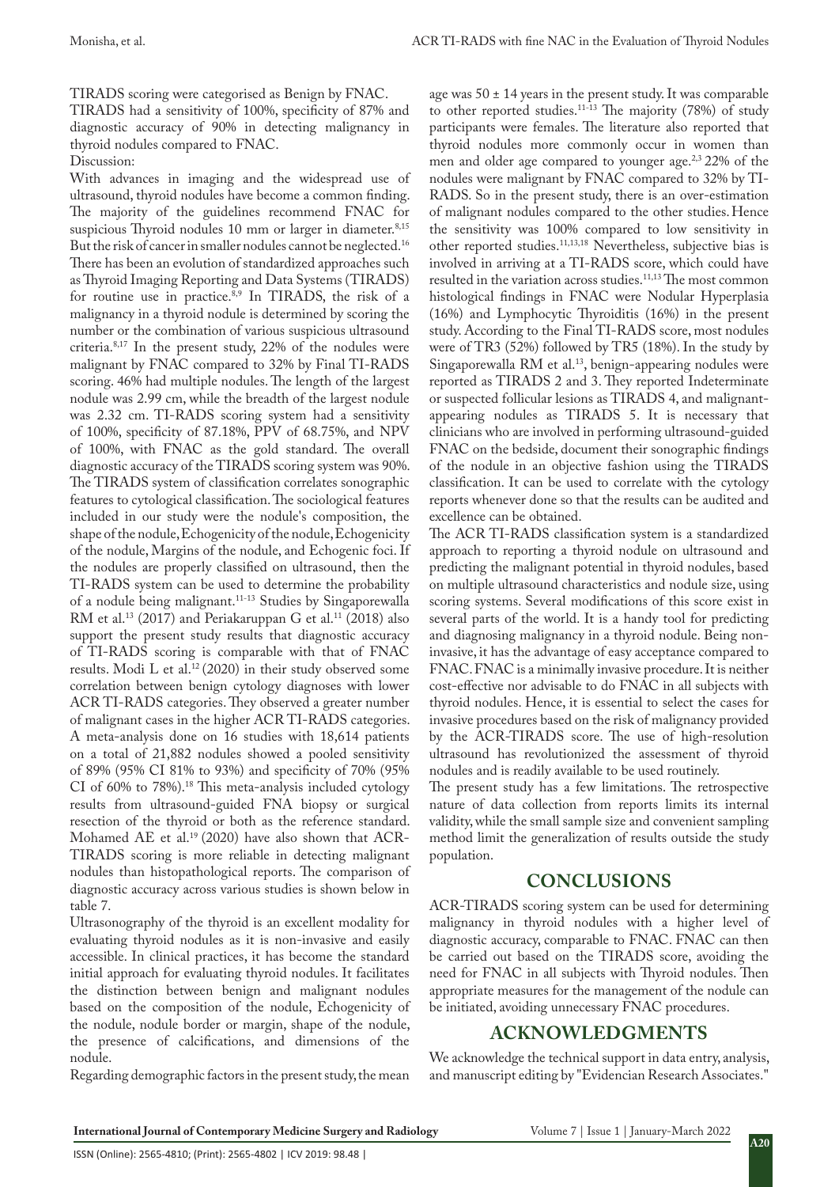TIRADS scoring were categorised as Benign by FNAC.

TIRADS had a sensitivity of 100%, specificity of 87% and diagnostic accuracy of 90% in detecting malignancy in thyroid nodules compared to FNAC.

Discussion:

With advances in imaging and the widespread use of ultrasound, thyroid nodules have become a common finding. The majority of the guidelines recommend FNAC for suspicious Thyroid nodules 10 mm or larger in diameter.[8,15] But the risk of cancer in smaller nodules cannot be neglected.[16] There has been an evolution of standardized approaches such as Thyroid Imaging Reporting and Data Systems (TIRADS) for routine use in practice.[8,9] In TIRADS, the risk of a malignancy in a thyroid nodule is determined by scoring the number or the combination of various suspicious ultrasound criteria.[8,17] In the present study, 22% of the nodules were malignant by FNAC compared to 32% by Final TI-RADS scoring. 46% had multiple nodules. The length of the largest nodule was 2.99 cm, while the breadth of the largest nodule was 2.32 cm. TI-RADS scoring system had a sensitivity of 100%, specificity of 87.18%, PPV of 68.75%, and NPV of 100%, with FNAC as the gold standard. The overall diagnostic accuracy of the TIRADS scoring system was 90%. The TIRADS system of classification correlates sonographic features to cytological classification. The sociological features included in our study were the nodule's composition, the shape of the nodule, Echogenicity of the nodule, Echogenicity of the nodule, Margins of the nodule, and Echogenic foci. If the nodules are properly classified on ultrasound, then the TI-RADS system can be used to determine the probability of a nodule being malignant.[11-13] Studies by Singaporewalla RM et al.[13] (2017) and Periakaruppan G et al.[11] (2018) also support the present study results that diagnostic accuracy of TI-RADS scoring is comparable with that of FNAC results. Modi L et al.[12] (2020) in their study observed some correlation between benign cytology diagnoses with lower ACR TI-RADS categories. They observed a greater number of malignant cases in the higher ACR TI-RADS categories. A meta-analysis done on 16 studies with 18,614 patients on a total of 21,882 nodules showed a pooled sensitivity of 89% (95% CI 81% to 93%) and specificity of 70% (95% CI of 60% to 78%).[18] This meta-analysis included cytology results from ultrasound-guided FNA biopsy or surgical resection of the thyroid or both as the reference standard. Mohamed AE et al.[19] (2020) have also shown that ACR-TIRADS scoring is more reliable in detecting malignant nodules than histopathological reports. The comparison of diagnostic accuracy across various studies is shown below in table 7.

Ultrasonography of the thyroid is an excellent modality for evaluating thyroid nodules as it is non-invasive and easily accessible. In clinical practices, it has become the standard initial approach for evaluating thyroid nodules. It facilitates the distinction between benign and malignant nodules based on the composition of the nodule, Echogenicity of the nodule, nodule border or margin, shape of the nodule, the presence of calcifications, and dimensions of the nodule.

Regarding demographic factors in the present study, the mean age was 50 ± 14 years in the present study. It was comparable to other reported studies.[11-13] The majority (78%) of study participants were females. The literature also reported that thyroid nodules more commonly occur in women than men and older age compared to younger age.[2,3] 22% of the nodules were malignant by FNAC compared to 32% by TI-RADS. So in the present study, there is an over-estimation of malignant nodules compared to the other studies. Hence the sensitivity was 100% compared to low sensitivity in other reported studies.[11,13,18] Nevertheless, subjective bias is involved in arriving at a TI-RADS score, which could have resulted in the variation across studies.[11,13] The most common histological findings in FNAC were Nodular Hyperplasia (16%) and Lymphocytic Thyroiditis (16%) in the present study. According to the Final TI-RADS score, most nodules were of TR3 (52%) followed by TR5 (18%). In the study by Singaporewalla RM et al.[13], benign-appearing nodules were reported as TIRADS 2 and 3. They reported Indeterminate or suspected follicular lesions as TIRADS 4, and malignant-appearing nodules as TIRADS 5. It is necessary that clinicians who are involved in performing ultrasound-guided FNAC on the bedside, document their sonographic findings of the nodule in an objective fashion using the TIRADS classification. It can be used to correlate with the cytology reports whenever done so that the results can be audited and excellence can be obtained.

The ACR TI-RADS classification system is a standardized approach to reporting a thyroid nodule on ultrasound and predicting the malignant potential in thyroid nodules, based on multiple ultrasound characteristics and nodule size, using scoring systems. Several modifications of this score exist in several parts of the world. It is a handy tool for predicting and diagnosing malignancy in a thyroid nodule. Being non-invasive, it has the advantage of easy acceptance compared to FNAC. FNAC is a minimally invasive procedure. It is neither cost-effective nor advisable to do FNAC in all subjects with thyroid nodules. Hence, it is essential to select the cases for invasive procedures based on the risk of malignancy provided by the ACR-TIRADS score. The use of high-resolution ultrasound has revolutionized the assessment of thyroid nodules and is readily available to be used routinely.

The present study has a few limitations. The retrospective nature of data collection from reports limits its internal validity, while the small sample size and convenient sampling method limit the generalization of results outside the study population.

## CONCLUSIONS

ACR-TIRADS scoring system can be used for determining malignancy in thyroid nodules with a higher level of diagnostic accuracy, comparable to FNAC. FNAC can then be carried out based on the TIRADS score, avoiding the need for FNAC in all subjects with Thyroid nodules. Then appropriate measures for the management of the nodule can be initiated, avoiding unnecessary FNAC procedures.

## ACKNOWLEDGMENTS

We acknowledge the technical support in data entry, analysis, and manuscript editing by "Evidencian Research Associates."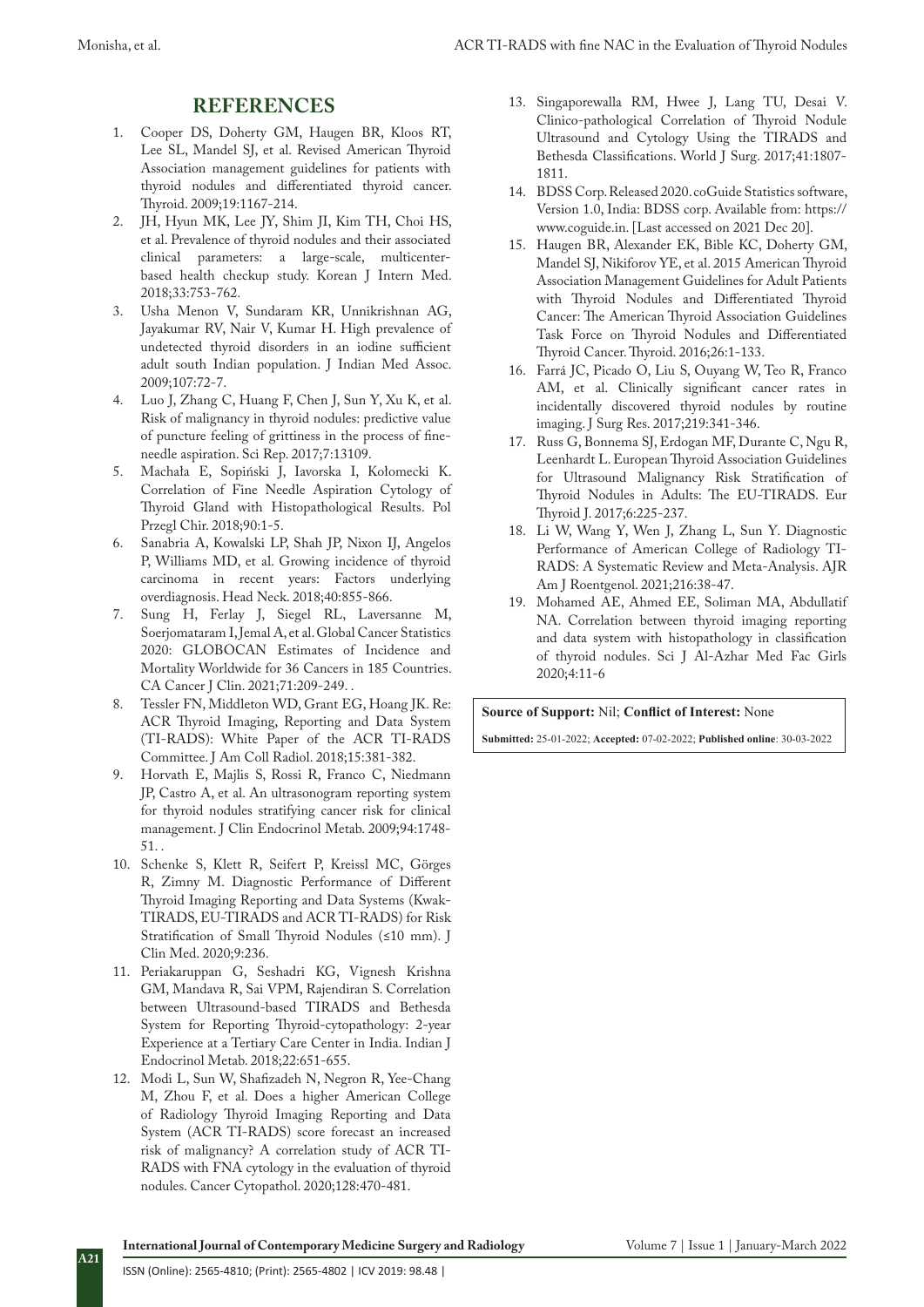## REFERENCES

1. Cooper DS, Doherty GM, Haugen BR, Kloos RT, Lee SL, Mandel SJ, et al. Revised American Thyroid Association management guidelines for patients with thyroid nodules and differentiated thyroid cancer. Thyroid. 2009;19:1167-214.
2. JH, Hyun MK, Lee JY, Shim JI, Kim TH, Choi HS, et al. Prevalence of thyroid nodules and their associated clinical parameters: a large-scale, multicenter-based health checkup study. Korean J Intern Med. 2018;33:753-762.
3. Usha Menon V, Sundaram KR, Unnikrishnan AG, Jayakumar RV, Nair V, Kumar H. High prevalence of undetected thyroid disorders in an iodine sufficient adult south Indian population. J Indian Med Assoc. 2009;107:72-7.
4. Luo J, Zhang C, Huang F, Chen J, Sun Y, Xu K, et al. Risk of malignancy in thyroid nodules: predictive value of puncture feeling of grittiness in the process of fine-needle aspiration. Sci Rep. 2017;7:13109.
5. Machała E, Sopiński J, Iavorska I, Kołomecki K. Correlation of Fine Needle Aspiration Cytology of Thyroid Gland with Histopathological Results. Pol Przegl Chir. 2018;90:1-5.
6. Sanabria A, Kowalski LP, Shah JP, Nixon IJ, Angelos P, Williams MD, et al. Growing incidence of thyroid carcinoma in recent years: Factors underlying overdiagnosis. Head Neck. 2018;40:855-866.
7. Sung H, Ferlay J, Siegel RL, Laversanne M, Soerjomataram I, Jemal A, et al. Global Cancer Statistics 2020: GLOBOCAN Estimates of Incidence and Mortality Worldwide for 36 Cancers in 185 Countries. CA Cancer J Clin. 2021;71:209-249. .
8. Tessler FN, Middleton WD, Grant EG, Hoang JK. Re: ACR Thyroid Imaging, Reporting and Data System (TI-RADS): White Paper of the ACR TI-RADS Committee. J Am Coll Radiol. 2018;15:381-382.
9. Horvath E, Majlis S, Rossi R, Franco C, Niedmann JP, Castro A, et al. An ultrasonogram reporting system for thyroid nodules stratifying cancer risk for clinical management. J Clin Endocrinol Metab. 2009;94:1748-51. .
10. Schenke S, Klett R, Seifert P, Kreissl MC, Görges R, Zimny M. Diagnostic Performance of Different Thyroid Imaging Reporting and Data Systems (Kwak-TIRADS, EU-TIRADS and ACR TI-RADS) for Risk Stratification of Small Thyroid Nodules (≤10 mm). J Clin Med. 2020;9:236.
11. Periakaruppan G, Seshadri KG, Vignesh Krishna GM, Mandava R, Sai VPM, Rajendiran S. Correlation between Ultrasound-based TIRADS and Bethesda System for Reporting Thyroid-cytopathology: 2-year Experience at a Tertiary Care Center in India. Indian J Endocrinol Metab. 2018;22:651-655.
12. Modi L, Sun W, Shafizadeh N, Negron R, Yee-Chang M, Zhou F, et al. Does a higher American College of Radiology Thyroid Imaging Reporting and Data System (ACR TI-RADS) score forecast an increased risk of malignancy? A correlation study of ACR TI-RADS with FNA cytology in the evaluation of thyroid nodules. Cancer Cytopathol. 2020;128:470-481.
13. Singaporewalla RM, Hwee J, Lang TU, Desai V. Clinico-pathological Correlation of Thyroid Nodule Ultrasound and Cytology Using the TIRADS and Bethesda Classifications. World J Surg. 2017;41:1807-1811.
14. BDSS Corp. Released 2020. coGuide Statistics software, Version 1.0, India: BDSS corp. Available from: https://www.coguide.in. [Last accessed on 2021 Dec 20].
15. Haugen BR, Alexander EK, Bible KC, Doherty GM, Mandel SJ, Nikiforov YE, et al. 2015 American Thyroid Association Management Guidelines for Adult Patients with Thyroid Nodules and Differentiated Thyroid Cancer: The American Thyroid Association Guidelines Task Force on Thyroid Nodules and Differentiated Thyroid Cancer. Thyroid. 2016;26:1-133.
16. Farrá JC, Picado O, Liu S, Ouyang W, Teo R, Franco AM, et al. Clinically significant cancer rates in incidentally discovered thyroid nodules by routine imaging. J Surg Res. 2017;219:341-346.
17. Russ G, Bonnema SJ, Erdogan MF, Durante C, Ngu R, Leenhardt L. European Thyroid Association Guidelines for Ultrasound Malignancy Risk Stratification of Thyroid Nodules in Adults: The EU-TIRADS. Eur Thyroid J. 2017;6:225-237.
18. Li W, Wang Y, Wen J, Zhang L, Sun Y. Diagnostic Performance of American College of Radiology TI-RADS: A Systematic Review and Meta-Analysis. AJR Am J Roentgenol. 2021;216:38-47.
19. Mohamed AE, Ahmed EE, Soliman MA, Abdullatif NA. Correlation between thyroid imaging reporting and data system with histopathology in classification of thyroid nodules. Sci J Al-Azhar Med Fac Girls 2020;4:11-6

**Source of Support:** Nil; **Conflict of Interest:** None

**Submitted:** 25-01-2022; **Accepted:** 07-02-2022; **Published online**: 30-03-2022